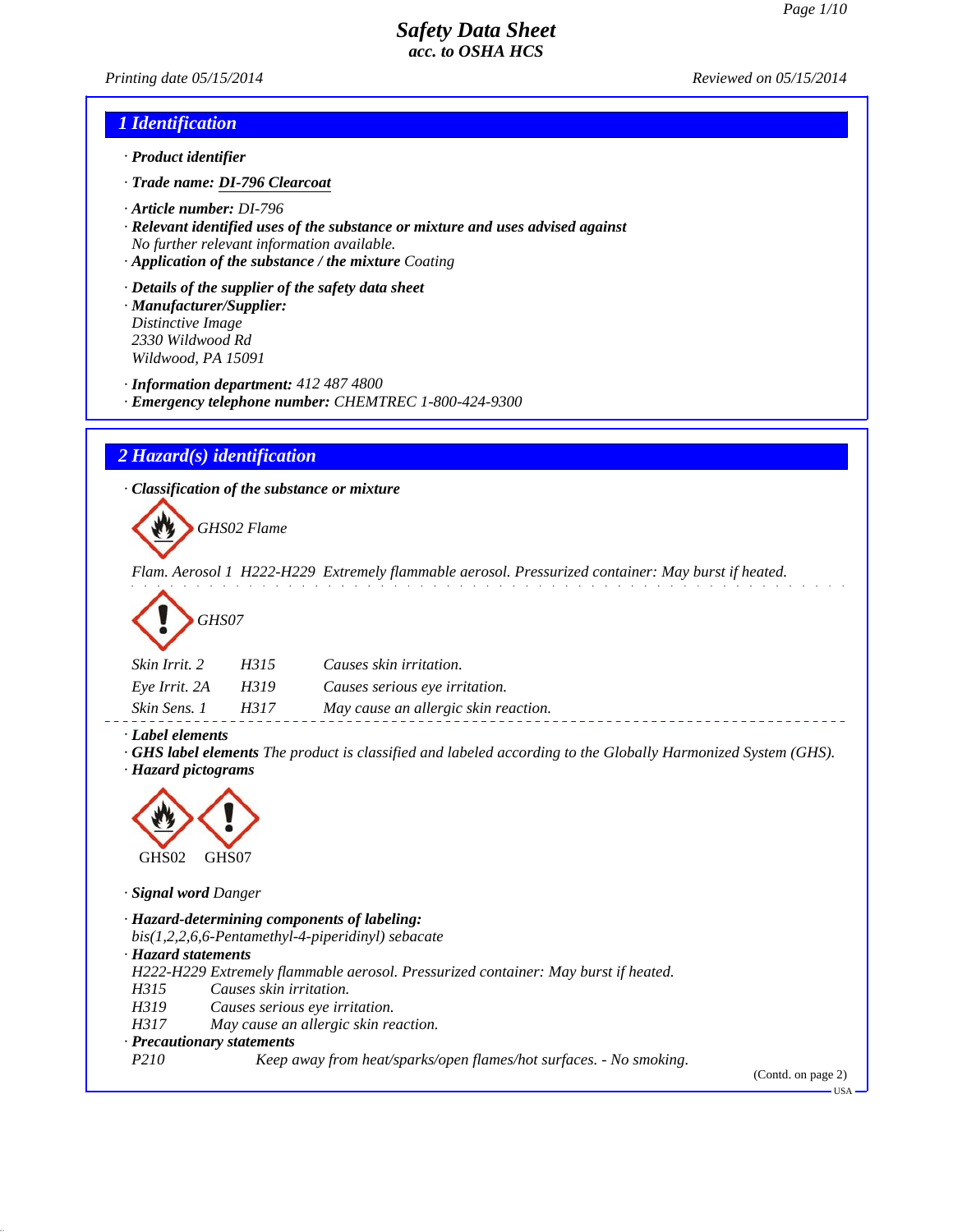# Safety Data Sheet
*acc. to OSHA HCS*

Printing date 05/15/2014 — Reviewed on 05/15/2014

## 1 Identification

- **Product identifier**
- **Trade name: DI-796 Clearcoat**
- **Article number:** DI-796
- **Relevant identified uses of the substance or mixture and uses advised against**
  No further relevant information available.
- **Application of the substance / the mixture** Coating
- **Details of the supplier of the safety data sheet**
- **Manufacturer/Supplier:**
  Distinctive Image
  2330 Wildwood Rd
  Wildwood, PA 15091
- **Information department:** 412 487 4800
- **Emergency telephone number:** CHEMTREC 1-800-424-9300

## 2 Hazard(s) identification

- **Classification of the substance or mixture**

GHS02 Flame

Flam. Aerosol 1 H222-H229 Extremely flammable aerosol. Pressurized container: May burst if heated.

GHS07

| | | |
|---|---|---|
| Skin Irrit. 2 | H315 | Causes skin irritation. |
| Eye Irrit. 2A | H319 | Causes serious eye irritation. |
| Skin Sens. 1 | H317 | May cause an allergic skin reaction. |

- **Label elements**
- **GHS label elements** The product is classified and labeled according to the Globally Harmonized System (GHS).
- **Hazard pictograms**

GHS02 GHS07

- **Signal word** Danger
- **Hazard-determining components of labeling:**
  bis(1,2,2,6,6-Pentamethyl-4-piperidinyl) sebacate
- **Hazard statements**
  H222-H229 Extremely flammable aerosol. Pressurized container: May burst if heated.
  H315 Causes skin irritation.
  H319 Causes serious eye irritation.
  H317 May cause an allergic skin reaction.
- **Precautionary statements**
  P210 Keep away from heat/sparks/open flames/hot surfaces. - No smoking.

(Contd. on page 2)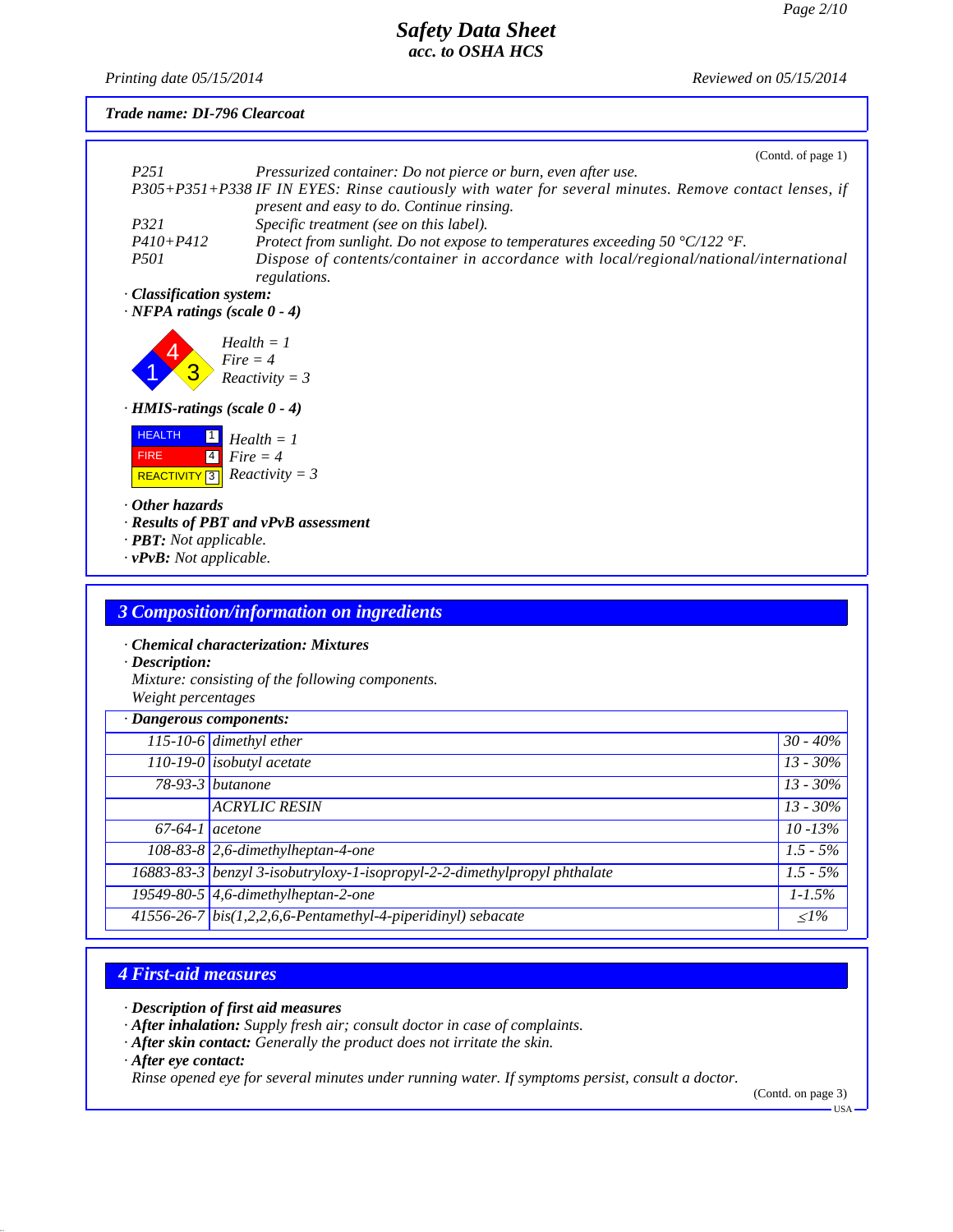**Trade name: DI-796 Clearcoat**

(Contd. of page 1)

| | |
|---|---|
| P251 | Pressurized container: Do not pierce or burn, even after use. |
| P305+P351+P338 | IF IN EYES: Rinse cautiously with water for several minutes. Remove contact lenses, if present and easy to do. Continue rinsing. |
| P321 | Specific treatment (see on this label). |
| P410+P412 | Protect from sunlight. Do not expose to temperatures exceeding 50 °C/122 °F. |
| P501 | Dispose of contents/container in accordance with local/regional/national/international regulations. |

· **Classification system:**

· **NFPA ratings (scale 0 - 4)**

4
1 3

Health = 1
Fire = 4
Reactivity = 3

· **HMIS-ratings (scale 0 - 4)**

HEALTH 1
FIRE 4
REACTIVITY 3

Health = 1
Fire = 4
Reactivity = 3

· **Other hazards**
· **Results of PBT and vPvB assessment**
· **PBT:** Not applicable.
· **vPvB:** Not applicable.

## 3 Composition/information on ingredients

· **Chemical characterization: Mixtures**
· **Description:**
Mixture: consisting of the following components.
Weight percentages

· **Dangerous components:**

| | | |
|---|---|---|
| 115-10-6 | dimethyl ether | 30 - 40% |
| 110-19-0 | isobutyl acetate | 13 - 30% |
| 78-93-3 | butanone | 13 - 30% |
| | ACRYLIC RESIN | 13 - 30% |
| 67-64-1 | acetone | 10 -13% |
| 108-83-8 | 2,6-dimethylheptan-4-one | 1.5 - 5% |
| 16883-83-3 | benzyl 3-isobutryloxy-1-isopropyl-2-2-dimethylpropyl phthalate | 1.5 - 5% |
| 19549-80-5 | 4,6-dimethylheptan-2-one | 1-1.5% |
| 41556-26-7 | bis(1,2,2,6,6-Pentamethyl-4-piperidinyl) sebacate | ≤1% |

## 4 First-aid measures

· **Description of first aid measures**
· **After inhalation:** Supply fresh air; consult doctor in case of complaints.
· **After skin contact:** Generally the product does not irritate the skin.
· **After eye contact:**
Rinse opened eye for several minutes under running water. If symptoms persist, consult a doctor.

(Contd. on page 3)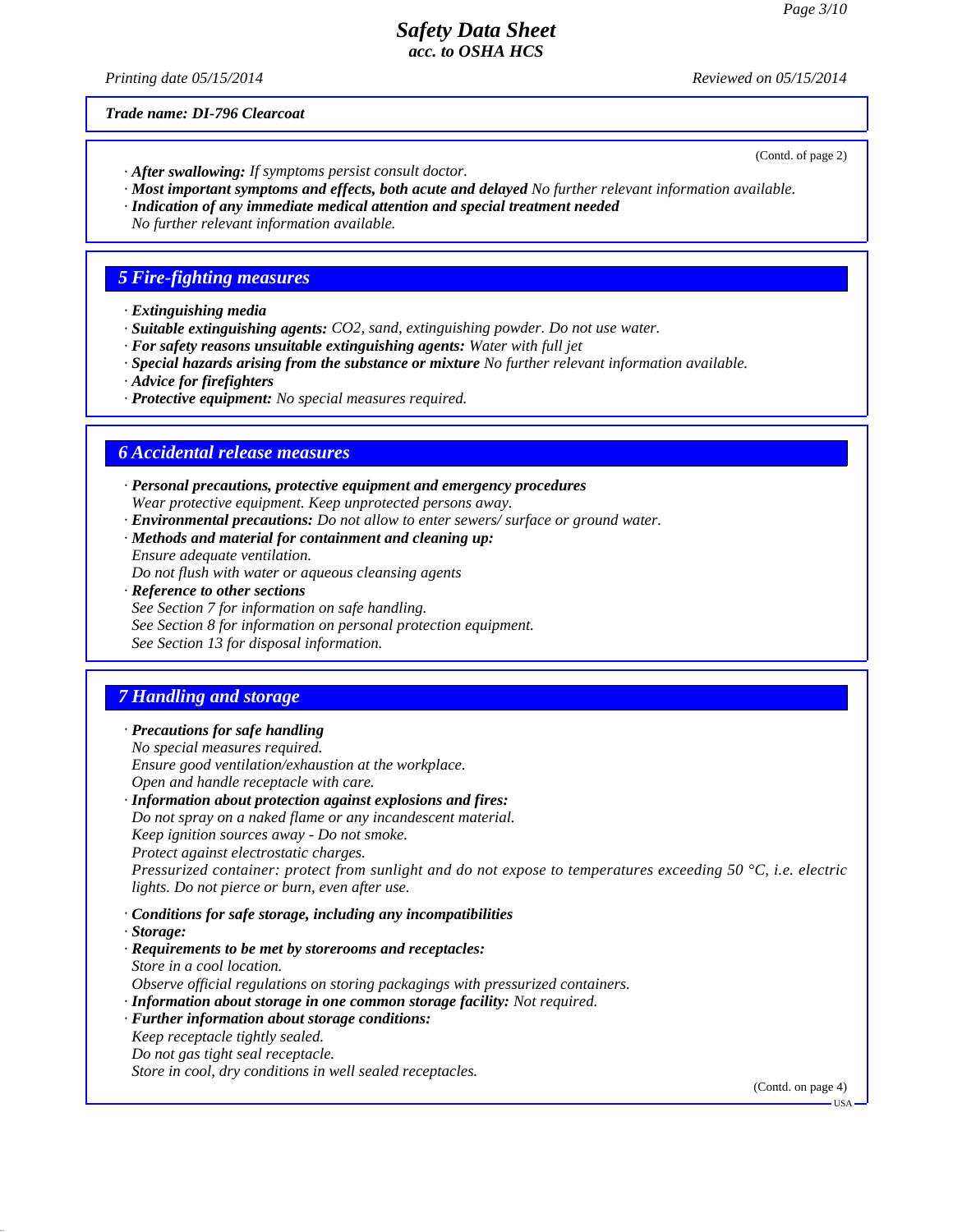**Trade name: DI-796 Clearcoat**

(Contd. of page 2)

· **After swallowing:** If symptoms persist consult doctor.
· **Most important symptoms and effects, both acute and delayed** No further relevant information available.
· **Indication of any immediate medical attention and special treatment needed**
No further relevant information available.

## 5 Fire-fighting measures

· **Extinguishing media**
· **Suitable extinguishing agents:** $CO_2$, sand, extinguishing powder. Do not use water.
· **For safety reasons unsuitable extinguishing agents:** Water with full jet
· **Special hazards arising from the substance or mixture** No further relevant information available.
· **Advice for firefighters**
· **Protective equipment:** No special measures required.

## 6 Accidental release measures

· **Personal precautions, protective equipment and emergency procedures**
Wear protective equipment. Keep unprotected persons away.
· **Environmental precautions:** Do not allow to enter sewers/ surface or ground water.
· **Methods and material for containment and cleaning up:**
Ensure adequate ventilation.
Do not flush with water or aqueous cleansing agents
· **Reference to other sections**
See Section 7 for information on safe handling.
See Section 8 for information on personal protection equipment.
See Section 13 for disposal information.

## 7 Handling and storage

· **Precautions for safe handling**
No special measures required.
Ensure good ventilation/exhaustion at the workplace.
Open and handle receptacle with care.
· **Information about protection against explosions and fires:**
Do not spray on a naked flame or any incandescent material.
Keep ignition sources away - Do not smoke.
Protect against electrostatic charges.
Pressurized container: protect from sunlight and do not expose to temperatures exceeding 50 °C, i.e. electric lights. Do not pierce or burn, even after use.

· **Conditions for safe storage, including any incompatibilities**
· **Storage:**
· **Requirements to be met by storerooms and receptacles:**
Store in a cool location.
Observe official regulations on storing packagings with pressurized containers.
· **Information about storage in one common storage facility:** Not required.
· **Further information about storage conditions:**
Keep receptacle tightly sealed.
Do not gas tight seal receptacle.
Store in cool, dry conditions in well sealed receptacles.

(Contd. on page 4)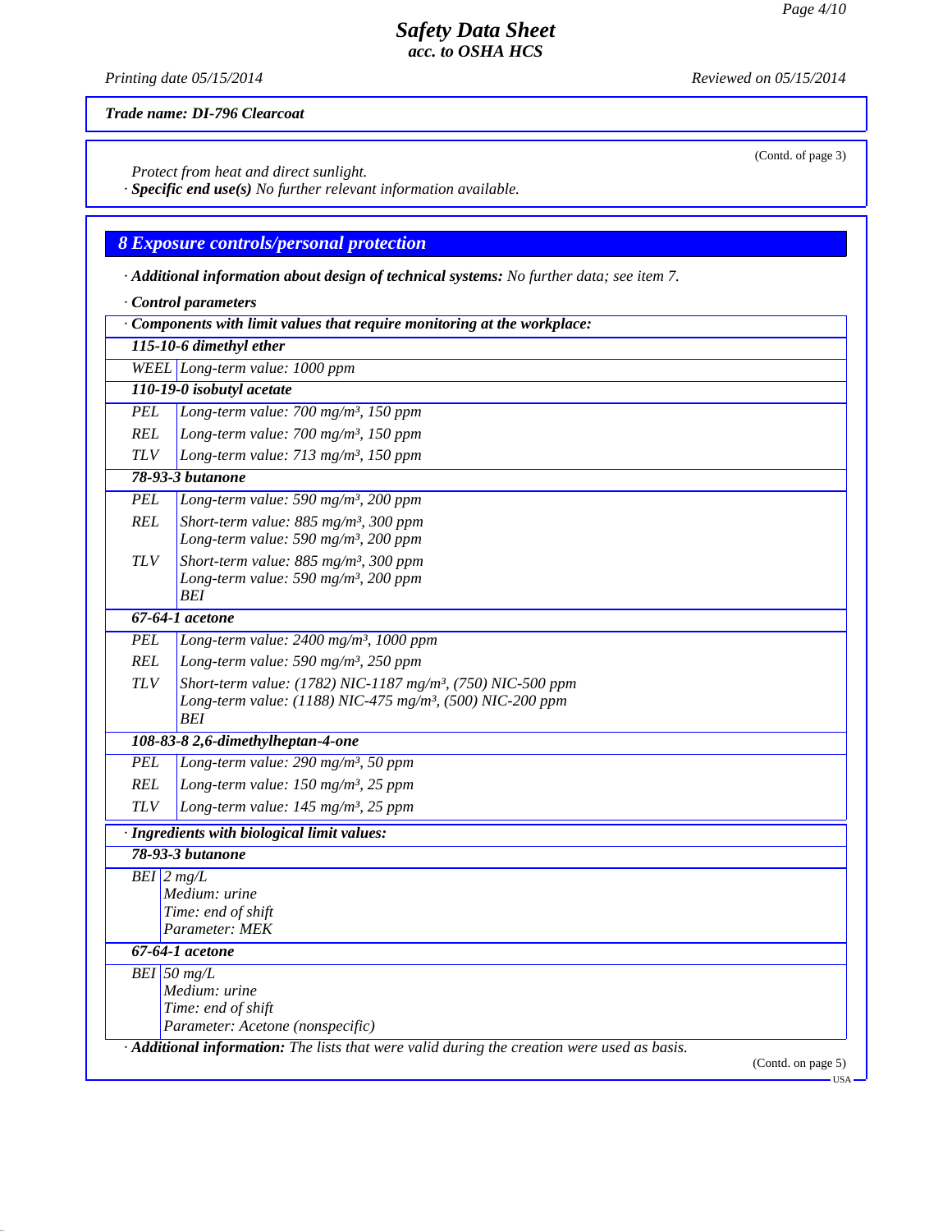*Trade name: DI-796 Clearcoat*

(Contd. of page 3)

*Protect from heat and direct sunlight.*

· ***Specific end use(s)*** *No further relevant information available.*

## *8 Exposure controls/personal protection*

· ***Additional information about design of technical systems:*** *No further data; see item 7.*

· ***Control parameters***

| · **Components with limit values that require monitoring at the workplace:** | |
|---|---|
| **115-10-6 dimethyl ether** | |
| WEEL | Long-term value: 1000 ppm |
| **110-19-0 isobutyl acetate** | |
| PEL | Long-term value: 700 mg/m³, 150 ppm |
| REL | Long-term value: 700 mg/m³, 150 ppm |
| TLV | Long-term value: 713 mg/m³, 150 ppm |
| **78-93-3 butanone** | |
| PEL | Long-term value: 590 mg/m³, 200 ppm |
| REL | Short-term value: 885 mg/m³, 300 ppm<br>Long-term value: 590 mg/m³, 200 ppm |
| TLV | Short-term value: 885 mg/m³, 300 ppm<br>Long-term value: 590 mg/m³, 200 ppm<br>BEI |
| **67-64-1 acetone** | |
| PEL | Long-term value: 2400 mg/m³, 1000 ppm |
| REL | Long-term value: 590 mg/m³, 250 ppm |
| TLV | Short-term value: (1782) NIC-1187 mg/m³, (750) NIC-500 ppm<br>Long-term value: (1188) NIC-475 mg/m³, (500) NIC-200 ppm<br>BEI |
| **108-83-8 2,6-dimethylheptan-4-one** | |
| PEL | Long-term value: 290 mg/m³, 50 ppm |
| REL | Long-term value: 150 mg/m³, 25 ppm |
| TLV | Long-term value: 145 mg/m³, 25 ppm |

| · **Ingredients with biological limit values:** | |
|---|---|
| **78-93-3 butanone** | |
| BEI | 2 mg/L<br>Medium: urine<br>Time: end of shift<br>Parameter: MEK |
| **67-64-1 acetone** | |
| BEI | 50 mg/L<br>Medium: urine<br>Time: end of shift<br>Parameter: Acetone (nonspecific) |

· ***Additional information:*** *The lists that were valid during the creation were used as basis.*

(Contd. on page 5)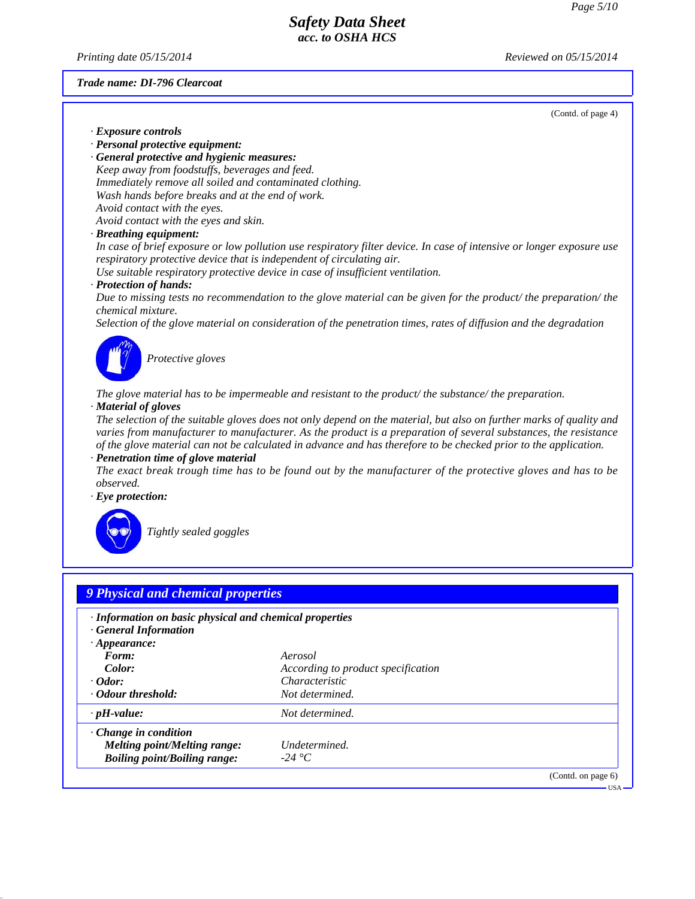*Trade name: DI-796 Clearcoat*

(Contd. of page 4)

· **Exposure controls**
· **Personal protective equipment:**
· **General protective and hygienic measures:**
Keep away from foodstuffs, beverages and feed.
Immediately remove all soiled and contaminated clothing.
Wash hands before breaks and at the end of work.
Avoid contact with the eyes.
Avoid contact with the eyes and skin.
· **Breathing equipment:**
In case of brief exposure or low pollution use respiratory filter device. In case of intensive or longer exposure use respiratory protective device that is independent of circulating air.
Use suitable respiratory protective device in case of insufficient ventilation.
· **Protection of hands:**
Due to missing tests no recommendation to the glove material can be given for the product/ the preparation/ the chemical mixture.
Selection of the glove material on consideration of the penetration times, rates of diffusion and the degradation

Protective gloves

The glove material has to be impermeable and resistant to the product/ the substance/ the preparation.
· **Material of gloves**
The selection of the suitable gloves does not only depend on the material, but also on further marks of quality and varies from manufacturer to manufacturer. As the product is a preparation of several substances, the resistance of the glove material can not be calculated in advance and has therefore to be checked prior to the application.
· **Penetration time of glove material**
The exact break trough time has to be found out by the manufacturer of the protective gloves and has to be observed.
· **Eye protection:**

Tightly sealed goggles

## 9 Physical and chemical properties

| | |
|---|---|
| · **Information on basic physical and chemical properties** | |
| · **General Information** | |
| · **Appearance:** | |
| **Form:** | Aerosol |
| **Color:** | According to product specification |
| · **Odor:** | Characteristic |
| · **Odour threshold:** | Not determined. |
| · **pH-value:** | Not determined. |
| · **Change in condition** | |
| **Melting point/Melting range:** | Undetermined. |
| **Boiling point/Boiling range:** | -24 °C |

(Contd. on page 6)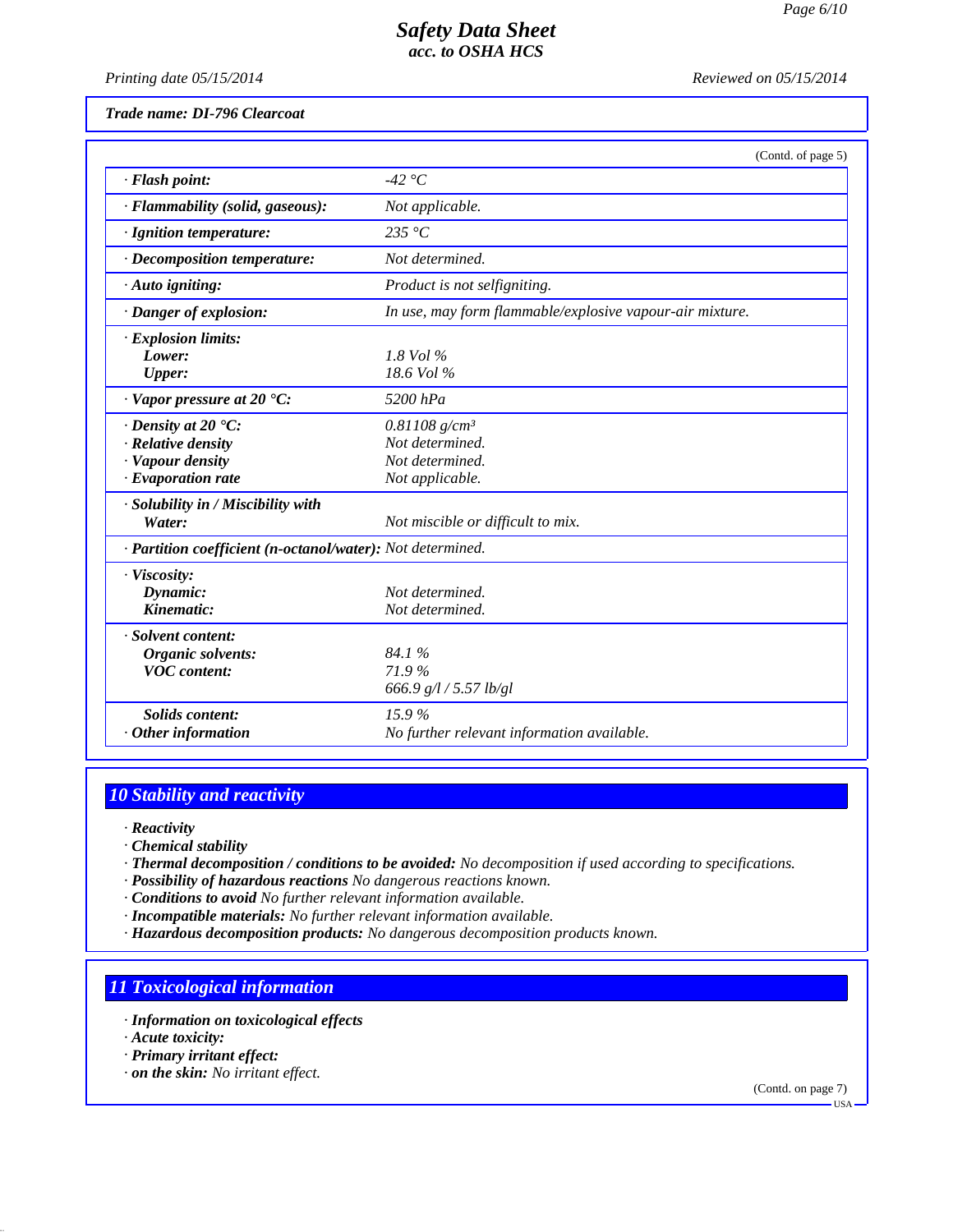*Trade name: DI-796 Clearcoat*

(Contd. of page 5)

| | |
|---|---|
| · **Flash point:** | -42 °C |
| · **Flammability (solid, gaseous):** | Not applicable. |
| · **Ignition temperature:** | 235 °C |
| · **Decomposition temperature:** | Not determined. |
| · **Auto igniting:** | Product is not selfigniting. |
| · **Danger of explosion:** | In use, may form flammable/explosive vapour-air mixture. |
| · **Explosion limits:** | |
| **Lower:** | 1.8 Vol % |
| **Upper:** | 18.6 Vol % |
| · **Vapor pressure at 20 °C:** | 5200 hPa |
| · **Density at 20 °C:** | 0.81108 g/cm³ |
| · **Relative density** | Not determined. |
| · **Vapour density** | Not determined. |
| · **Evaporation rate** | Not applicable. |
| · **Solubility in / Miscibility with** | |
| **Water:** | Not miscible or difficult to mix. |
| · **Partition coefficient (n-octanol/water):** | Not determined. |
| · **Viscosity:** | |
| **Dynamic:** | Not determined. |
| **Kinematic:** | Not determined. |
| · **Solvent content:** | |
| **Organic solvents:** | 84.1 % |
| **VOC content:** | 71.9 % |
| | 666.9 g/l / 5.57 lb/gl |
| **Solids content:** | 15.9 % |
| · **Other information** | No further relevant information available. |

## 10 Stability and reactivity

· **Reactivity**
· **Chemical stability**
· **Thermal decomposition / conditions to be avoided:** No decomposition if used according to specifications.
· **Possibility of hazardous reactions** No dangerous reactions known.
· **Conditions to avoid** No further relevant information available.
· **Incompatible materials:** No further relevant information available.
· **Hazardous decomposition products:** No dangerous decomposition products known.

## 11 Toxicological information

· **Information on toxicological effects**
· **Acute toxicity:**
· **Primary irritant effect:**
· **on the skin:** No irritant effect.

(Contd. on page 7)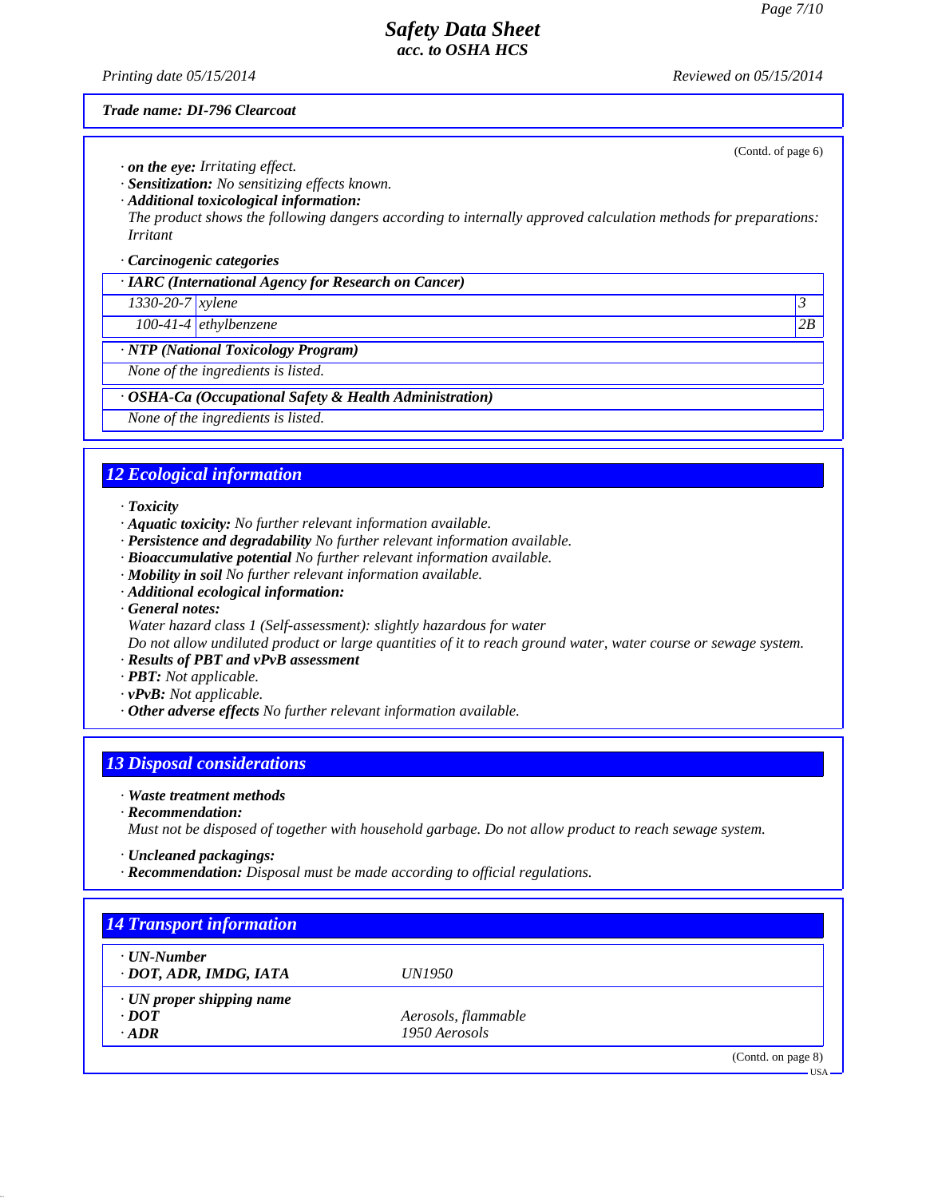**Trade name: DI-796 Clearcoat**

(Contd. of page 6)

· **on the eye:** Irritating effect.
· **Sensitization:** No sensitizing effects known.
· **Additional toxicological information:**
The product shows the following dangers according to internally approved calculation methods for preparations:
Irritant

· **Carcinogenic categories**

| · IARC (International Agency for Research on Cancer) | | |
|---|---|---|
| 1330-20-7 | xylene | 3 |
| 100-41-4 | ethylbenzene | 2B |

| · NTP (National Toxicology Program) |
|---|
| None of the ingredients is listed. |

| · OSHA-Ca (Occupational Safety & Health Administration) |
|---|
| None of the ingredients is listed. |

## 12 Ecological information

· **Toxicity**
· **Aquatic toxicity:** No further relevant information available.
· **Persistence and degradability** No further relevant information available.
· **Bioaccumulative potential** No further relevant information available.
· **Mobility in soil** No further relevant information available.
· **Additional ecological information:**
· **General notes:**
Water hazard class 1 (Self-assessment): slightly hazardous for water
Do not allow undiluted product or large quantities of it to reach ground water, water course or sewage system.
· **Results of PBT and vPvB assessment**
· **PBT:** Not applicable.
· **vPvB:** Not applicable.
· **Other adverse effects** No further relevant information available.

## 13 Disposal considerations

· **Waste treatment methods**
· **Recommendation:**
Must not be disposed of together with household garbage. Do not allow product to reach sewage system.

· **Uncleaned packagings:**
· **Recommendation:** Disposal must be made according to official regulations.

## 14 Transport information

| | |
|---|---|
| · **UN-Number** | |
| · **DOT, ADR, IMDG, IATA** | UN1950 |
| · **UN proper shipping name** | |
| · **DOT** | Aerosols, flammable |
| · **ADR** | 1950 Aerosols |

(Contd. on page 8)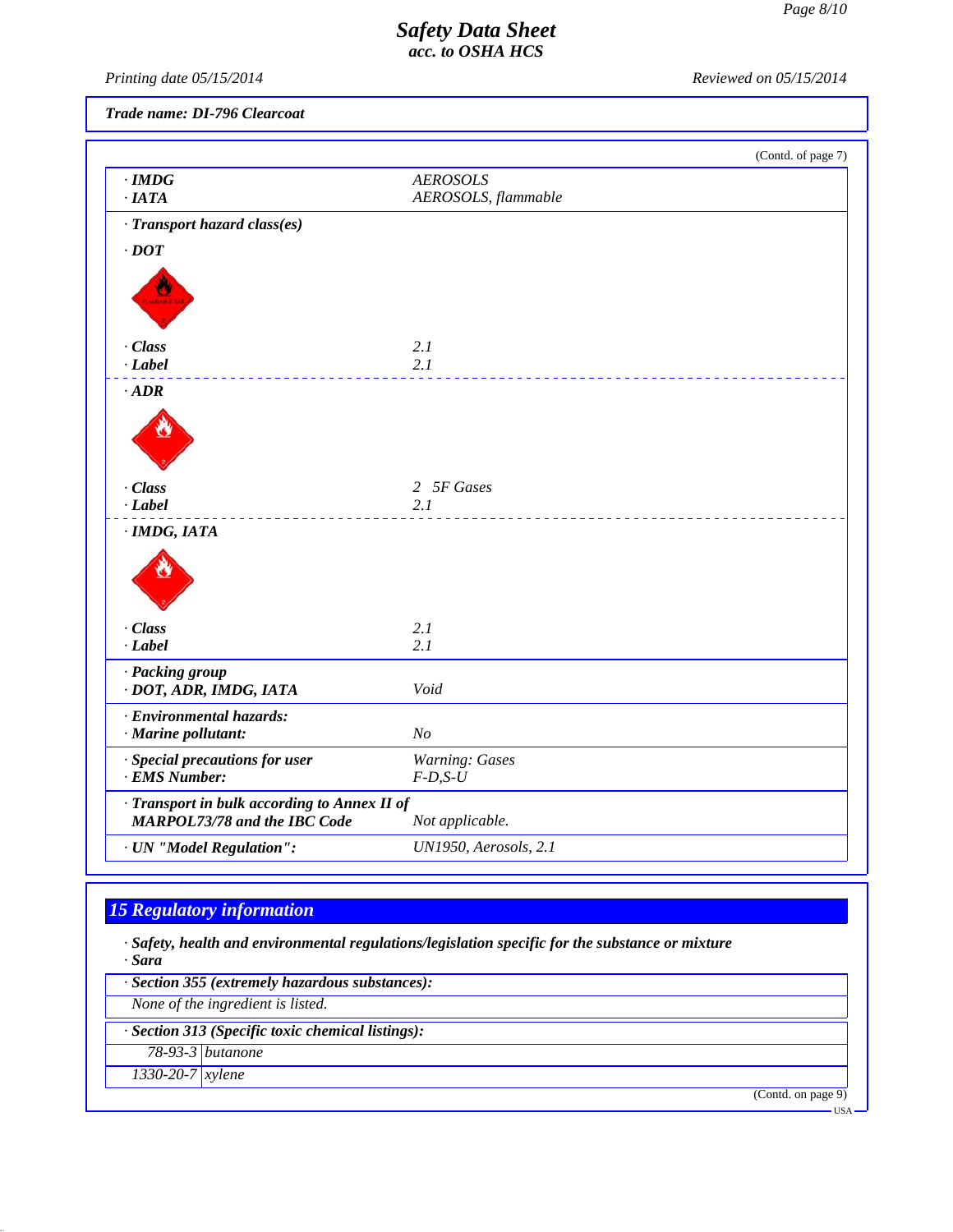**Trade name: DI-796 Clearcoat**

(Contd. of page 7)

| | |
|---|---|
| · **IMDG** | AEROSOLS |
| · **IATA** | AEROSOLS, flammable |
| · **Transport hazard class(es)** | |
| · **DOT** | |
| · **Class** | 2.1 |
| · **Label** | 2.1 |
| · **ADR** | |
| · **Class** | 2 5F Gases |
| · **Label** | 2.1 |
| · **IMDG, IATA** | |
| · **Class** | 2.1 |
| · **Label** | 2.1 |
| · **Packing group** · **DOT, ADR, IMDG, IATA** | Void |
| · **Environmental hazards:** · **Marine pollutant:** | No |
| · **Special precautions for user** | Warning: Gases |
| · **EMS Number:** | F-D,S-U |
| · **Transport in bulk according to Annex II of MARPOL73/78 and the IBC Code** | Not applicable. |
| · **UN "Model Regulation":** | UN1950, Aerosols, 2.1 |

## 15 Regulatory information

· **Safety, health and environmental regulations/legislation specific for the substance or mixture**
· **Sara**

· **Section 355 (extremely hazardous substances):**

None of the ingredient is listed.

· **Section 313 (Specific toxic chemical listings):**

| | |
|---|---|
| 78-93-3 | butanone |
| 1330-20-7 | xylene |

(Contd. on page 9)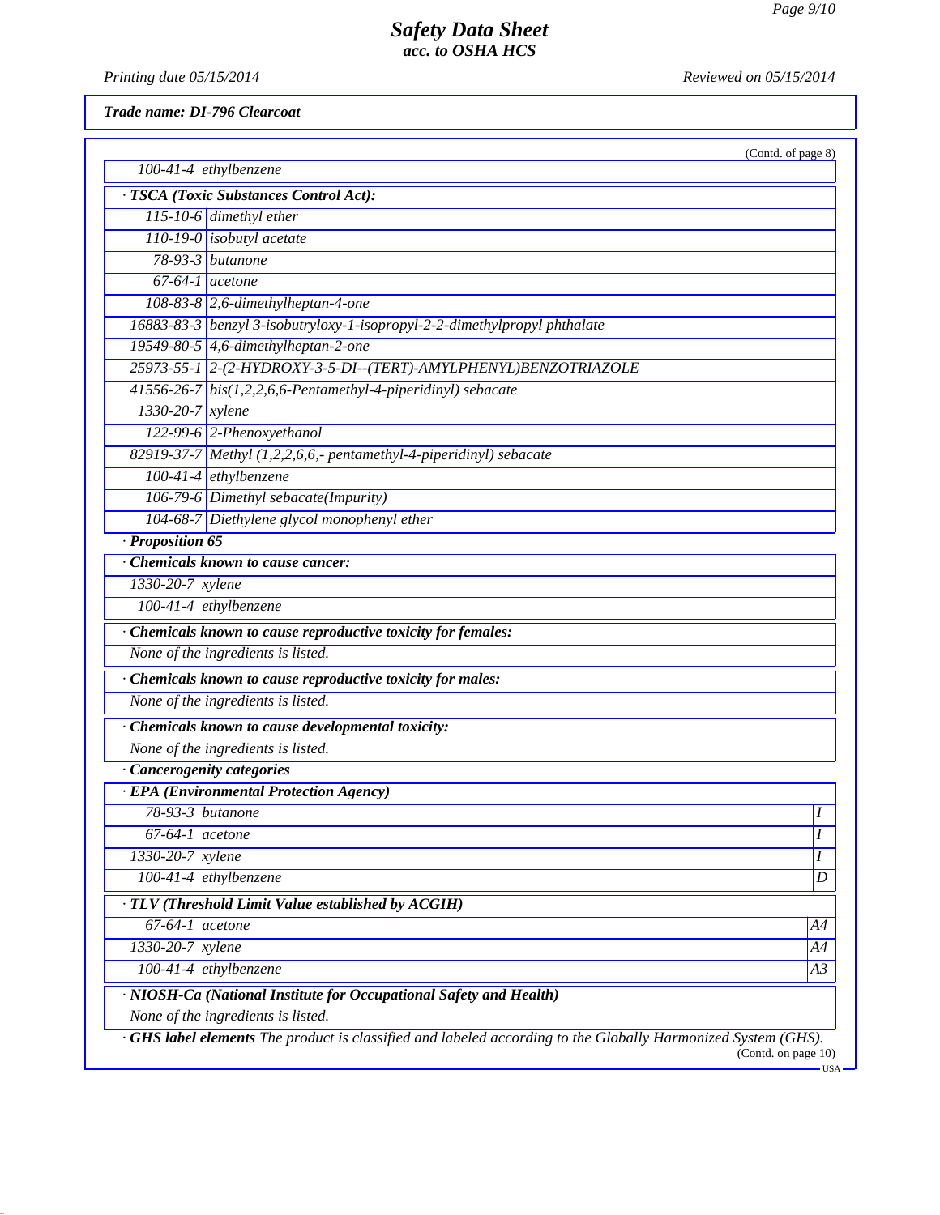Trade name: DI-796 Clearcoat

(Contd. of page 8)

| | |
|---|---|
| 100-41-4 | ethylbenzene |

· **TSCA (Toxic Substances Control Act):**

| | |
|---|---|
| 115-10-6 | dimethyl ether |
| 110-19-0 | isobutyl acetate |
| 78-93-3 | butanone |
| 67-64-1 | acetone |
| 108-83-8 | 2,6-dimethylheptan-4-one |
| 16883-83-3 | benzyl 3-isobutryloxy-1-isopropyl-2-2-dimethylpropyl phthalate |
| 19549-80-5 | 4,6-dimethylheptan-2-one |
| 25973-55-1 | 2-(2-HYDROXY-3-5-DI--(TERT)-AMYLPHENYL)BENZOTRIAZOLE |
| 41556-26-7 | bis(1,2,2,6,6-Pentamethyl-4-piperidinyl) sebacate |
| 1330-20-7 | xylene |
| 122-99-6 | 2-Phenoxyethanol |
| 82919-37-7 | Methyl (1,2,2,6,6,- pentamethyl-4-piperidinyl) sebacate |
| 100-41-4 | ethylbenzene |
| 106-79-6 | Dimethyl sebacate(Impurity) |
| 104-68-7 | Diethylene glycol monophenyl ether |

· **Proposition 65**

· **Chemicals known to cause cancer:**

| | |
|---|---|
| 1330-20-7 | xylene |
| 100-41-4 | ethylbenzene |

· **Chemicals known to cause reproductive toxicity for females:**

None of the ingredients is listed.

· **Chemicals known to cause reproductive toxicity for males:**

None of the ingredients is listed.

· **Chemicals known to cause developmental toxicity:**

None of the ingredients is listed.

· **Cancerogenity categories**

· **EPA (Environmental Protection Agency)**

| | | |
|---|---|---|
| 78-93-3 | butanone | I |
| 67-64-1 | acetone | I |
| 1330-20-7 | xylene | I |
| 100-41-4 | ethylbenzene | D |

· **TLV (Threshold Limit Value established by ACGIH)**

| | | |
|---|---|---|
| 67-64-1 | acetone | A4 |
| 1330-20-7 | xylene | A4 |
| 100-41-4 | ethylbenzene | A3 |

· **NIOSH-Ca (National Institute for Occupational Safety and Health)**

None of the ingredients is listed.

· **GHS label elements** The product is classified and labeled according to the Globally Harmonized System (GHS).

(Contd. on page 10)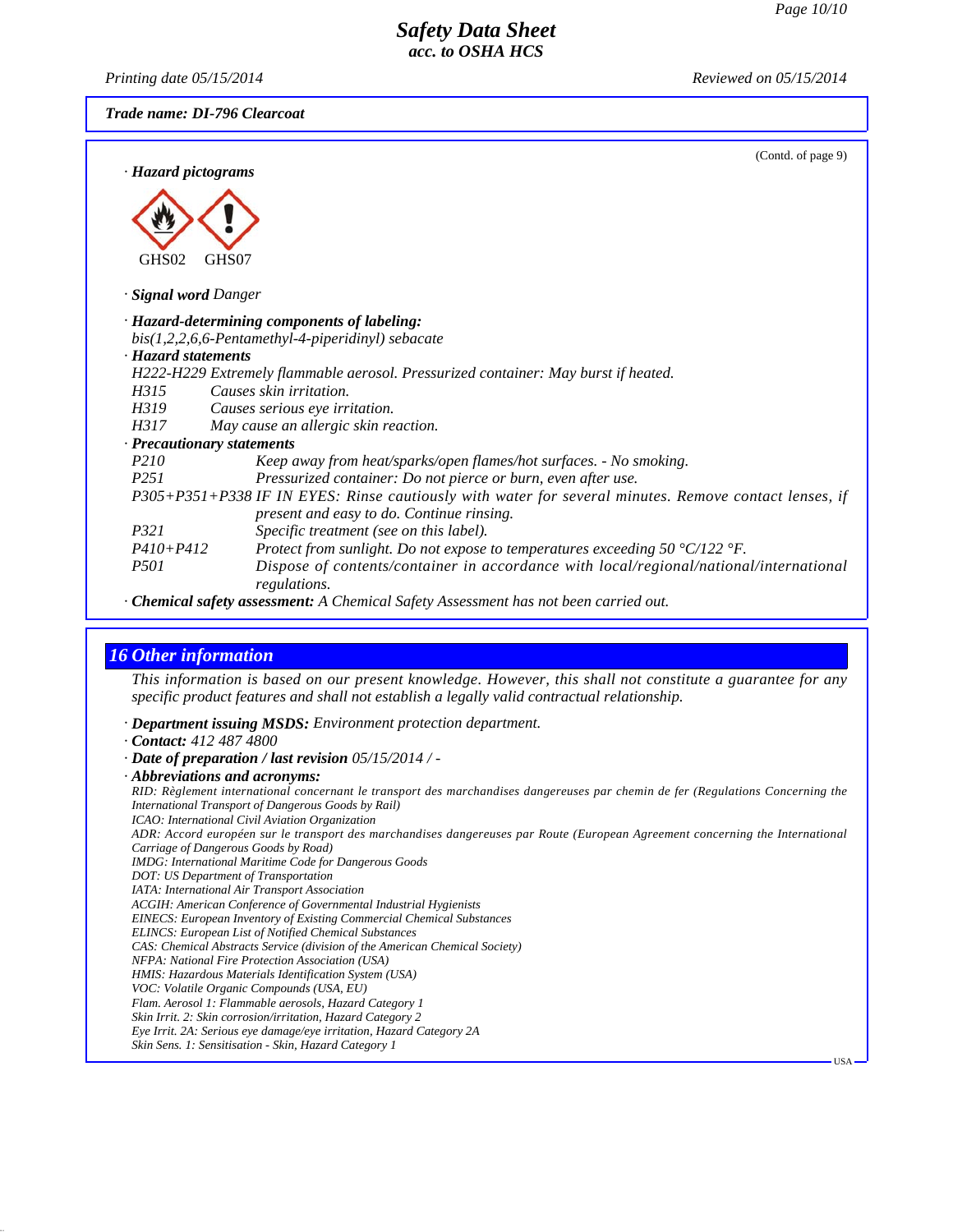**Trade name: DI-796 Clearcoat**

(Contd. of page 9)

· **Hazard pictograms**

GHS02 GHS07

· **Signal word** Danger

· **Hazard-determining components of labeling:**
bis(1,2,2,6,6-Pentamethyl-4-piperidinyl) sebacate

· **Hazard statements**

H222-H229 Extremely flammable aerosol. Pressurized container: May burst if heated.

| | |
|---|---|
| H315 | Causes skin irritation. |
| H319 | Causes serious eye irritation. |
| H317 | May cause an allergic skin reaction. |

· **Precautionary statements**

| | |
|---|---|
| P210 | Keep away from heat/sparks/open flames/hot surfaces. - No smoking. |
| P251 | Pressurized container: Do not pierce or burn, even after use. |
| P305+P351+P338 | IF IN EYES: Rinse cautiously with water for several minutes. Remove contact lenses, if present and easy to do. Continue rinsing. |
| P321 | Specific treatment (see on this label). |
| P410+P412 | Protect from sunlight. Do not expose to temperatures exceeding 50 °C/122 °F. |
| P501 | Dispose of contents/container in accordance with local/regional/national/international regulations. |

· **Chemical safety assessment:** A Chemical Safety Assessment has not been carried out.

## 16 Other information

This information is based on our present knowledge. However, this shall not constitute a guarantee for any specific product features and shall not establish a legally valid contractual relationship.

· **Department issuing MSDS:** Environment protection department.
· **Contact:** 412 487 4800
· **Date of preparation / last revision** 05/15/2014 / -
· **Abbreviations and acronyms:**

RID: Règlement international concernant le transport des marchandises dangereuses par chemin de fer (Regulations Concerning the International Transport of Dangerous Goods by Rail)
ICAO: International Civil Aviation Organization
ADR: Accord européen sur le transport des marchandises dangereuses par Route (European Agreement concerning the International Carriage of Dangerous Goods by Road)
IMDG: International Maritime Code for Dangerous Goods
DOT: US Department of Transportation
IATA: International Air Transport Association
ACGIH: American Conference of Governmental Industrial Hygienists
EINECS: European Inventory of Existing Commercial Chemical Substances
ELINCS: European List of Notified Chemical Substances
CAS: Chemical Abstracts Service (division of the American Chemical Society)
NFPA: National Fire Protection Association (USA)
HMIS: Hazardous Materials Identification System (USA)
VOC: Volatile Organic Compounds (USA, EU)
Flam. Aerosol 1: Flammable aerosols, Hazard Category 1
Skin Irrit. 2: Skin corrosion/irritation, Hazard Category 2
Eye Irrit. 2A: Serious eye damage/eye irritation, Hazard Category 2A
Skin Sens. 1: Sensitisation - Skin, Hazard Category 1